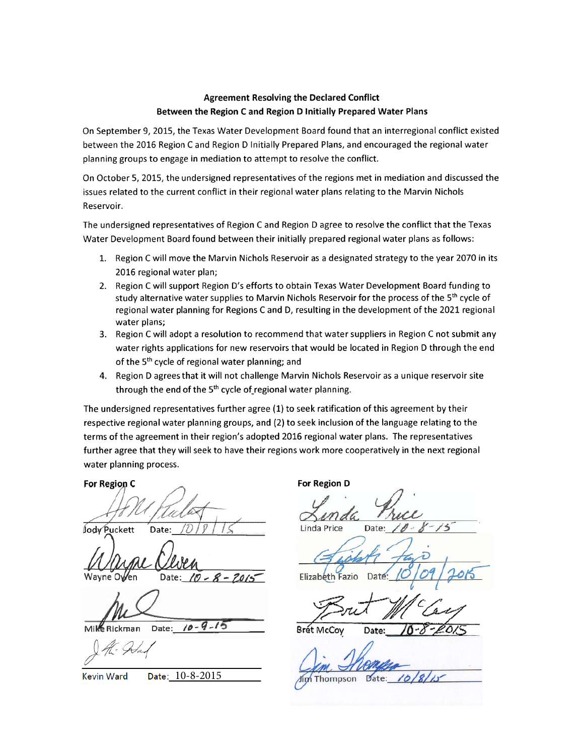**Agreement Resolving the Declared Conflict**
**Between the Region C and Region D Initially Prepared Water Plans**

On September 9, 2015, the Texas Water Development Board found that an interregional conflict existed between the 2016 Region C and Region D Initially Prepared Plans, and encouraged the regional water planning groups to engage in mediation to attempt to resolve the conflict.

On October 5, 2015, the undersigned representatives of the regions met in mediation and discussed the issues related to the current conflict in their regional water plans relating to the Marvin Nichols Reservoir.

The undersigned representatives of Region C and Region D agree to resolve the conflict that the Texas Water Development Board found between their initially prepared regional water plans as follows:

1. Region C will move the Marvin Nichols Reservoir as a designated strategy to the year 2070 in its 2016 regional water plan;
2. Region C will support Region D's efforts to obtain Texas Water Development Board funding to study alternative water supplies to Marvin Nichols Reservoir for the process of the 5th cycle of regional water planning for Regions C and D, resulting in the development of the 2021 regional water plans;
3. Region C will adopt a resolution to recommend that water suppliers in Region C not submit any water rights applications for new reservoirs that would be located in Region D through the end of the 5th cycle of regional water planning; and
4. Region D agrees that it will not challenge Marvin Nichols Reservoir as a unique reservoir site through the end of the 5th cycle of regional water planning.

The undersigned representatives further agree (1) to seek ratification of this agreement by their respective regional water planning groups, and (2) to seek inclusion of the language relating to the terms of the agreement in their region's adopted 2016 regional water plans. The representatives further agree that they will seek to have their regions work more cooperatively in the next regional water planning process.

**For Region C**

Jody Puckett Date: 10/8/15

Wayne Owen Date: 10-8-2015

Mike Rickman Date: 10-9-15

Kevin Ward Date: 10-8-2015

**For Region D**

Linda Price Date: 10-8-15

Elizabeth Fazio Date: 10/09/2015

Bret McCoy Date: 10-8-2015

Jim Thompson Date: 10/8/15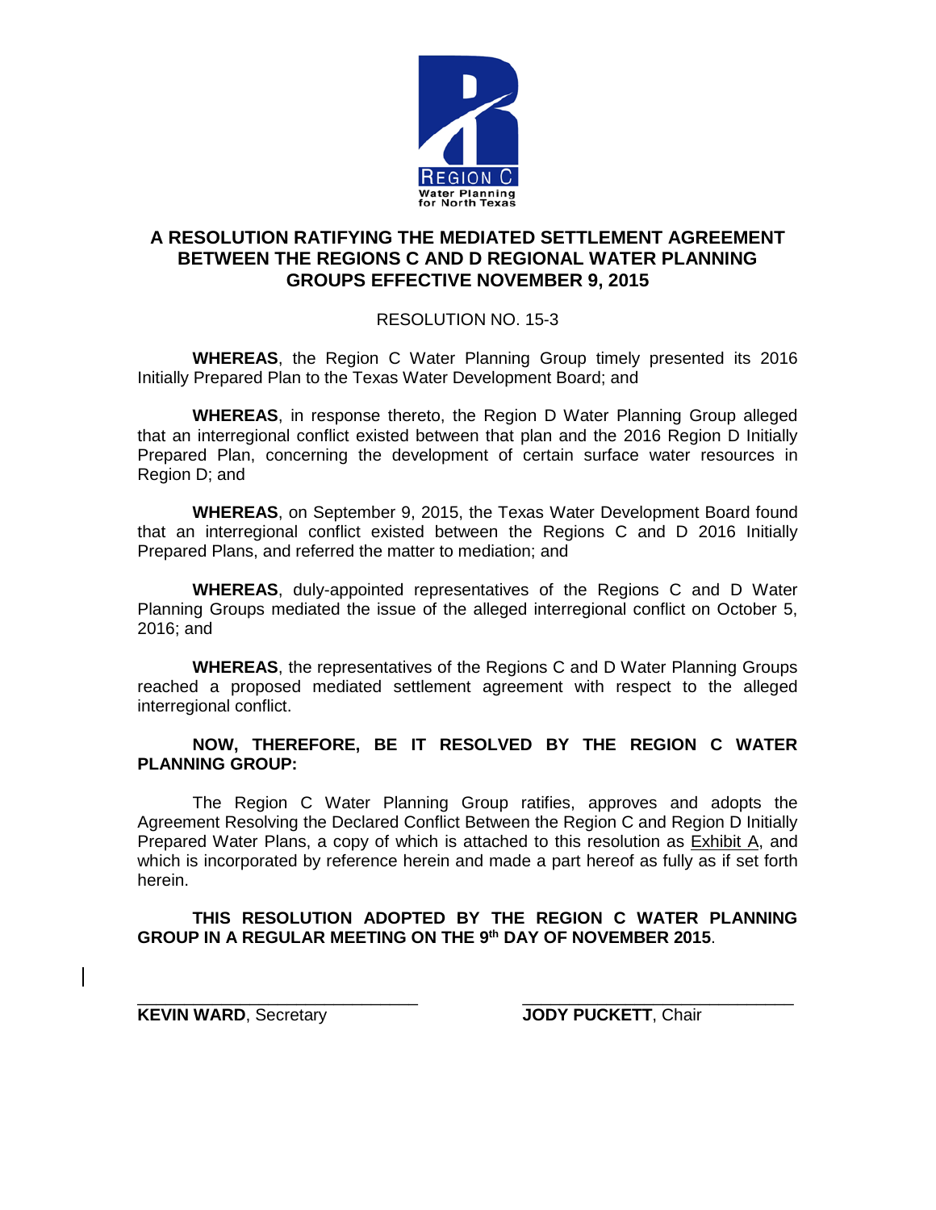REGION C
Water Planning
for North Texas

# A RESOLUTION RATIFYING THE MEDIATED SETTLEMENT AGREEMENT BETWEEN THE REGIONS C AND D REGIONAL WATER PLANNING GROUPS EFFECTIVE NOVEMBER 9, 2015

RESOLUTION NO. 15-3

**WHEREAS**, the Region C Water Planning Group timely presented its 2016 Initially Prepared Plan to the Texas Water Development Board; and

**WHEREAS**, in response thereto, the Region D Water Planning Group alleged that an interregional conflict existed between that plan and the 2016 Region D Initially Prepared Plan, concerning the development of certain surface water resources in Region D; and

**WHEREAS**, on September 9, 2015, the Texas Water Development Board found that an interregional conflict existed between the Regions C and D 2016 Initially Prepared Plans, and referred the matter to mediation; and

**WHEREAS**, duly-appointed representatives of the Regions C and D Water Planning Groups mediated the issue of the alleged interregional conflict on October 5, 2016; and

**WHEREAS**, the representatives of the Regions C and D Water Planning Groups reached a proposed mediated settlement agreement with respect to the alleged interregional conflict.

**NOW, THEREFORE, BE IT RESOLVED BY THE REGION C WATER PLANNING GROUP:**

The Region C Water Planning Group ratifies, approves and adopts the Agreement Resolving the Declared Conflict Between the Region C and Region D Initially Prepared Water Plans, a copy of which is attached to this resolution as Exhibit A, and which is incorporated by reference herein and made a part hereof as fully as if set forth herein.

**THIS RESOLUTION ADOPTED BY THE REGION C WATER PLANNING GROUP IN A REGULAR MEETING ON THE 9th DAY OF NOVEMBER 2015**.

\_\_\_\_\_\_\_\_\_\_\_\_\_\_\_\_\_\_\_\_\_\_\_\_\_\_\_\_\_\_
**KEVIN WARD**, Secretary

\_\_\_\_\_\_\_\_\_\_\_\_\_\_\_\_\_\_\_\_\_\_\_\_\_\_\_\_\_\_
**JODY PUCKETT**, Chair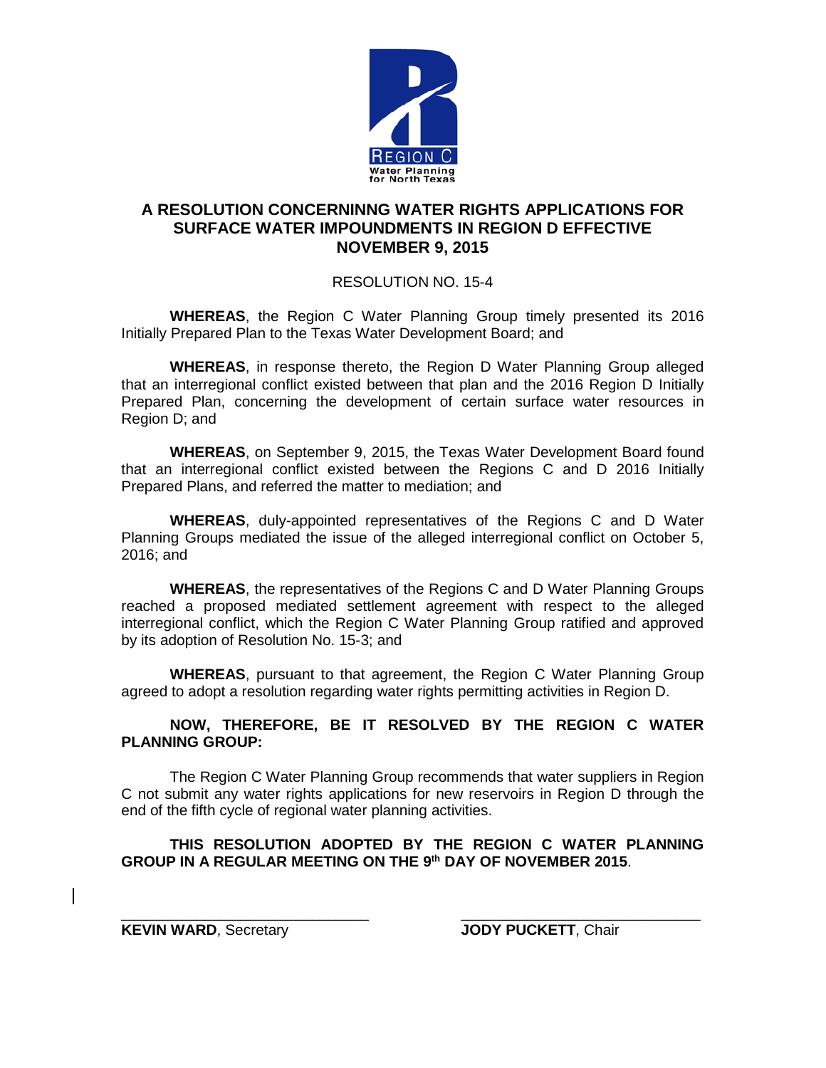REGION C
Water Planning
for North Texas

# A RESOLUTION CONCERNINNG WATER RIGHTS APPLICATIONS FOR SURFACE WATER IMPOUNDMENTS IN REGION D EFFECTIVE NOVEMBER 9, 2015

RESOLUTION NO. 15-4

**WHEREAS**, the Region C Water Planning Group timely presented its 2016 Initially Prepared Plan to the Texas Water Development Board; and

**WHEREAS**, in response thereto, the Region D Water Planning Group alleged that an interregional conflict existed between that plan and the 2016 Region D Initially Prepared Plan, concerning the development of certain surface water resources in Region D; and

**WHEREAS**, on September 9, 2015, the Texas Water Development Board found that an interregional conflict existed between the Regions C and D 2016 Initially Prepared Plans, and referred the matter to mediation; and

**WHEREAS**, duly-appointed representatives of the Regions C and D Water Planning Groups mediated the issue of the alleged interregional conflict on October 5, 2016; and

**WHEREAS**, the representatives of the Regions C and D Water Planning Groups reached a proposed mediated settlement agreement with respect to the alleged interregional conflict, which the Region C Water Planning Group ratified and approved by its adoption of Resolution No. 15-3; and

**WHEREAS**, pursuant to that agreement, the Region C Water Planning Group agreed to adopt a resolution regarding water rights permitting activities in Region D.

**NOW, THEREFORE, BE IT RESOLVED BY THE REGION C WATER PLANNING GROUP:**

The Region C Water Planning Group recommends that water suppliers in Region C not submit any water rights applications for new reservoirs in Region D through the end of the fifth cycle of regional water planning activities.

**THIS RESOLUTION ADOPTED BY THE REGION C WATER PLANNING GROUP IN A REGULAR MEETING ON THE 9th DAY OF NOVEMBER 2015**.

| | |
|---|---|
| ______________________________ | ______________________________ |
| **KEVIN WARD**, Secretary | **JODY PUCKETT**, Chair |